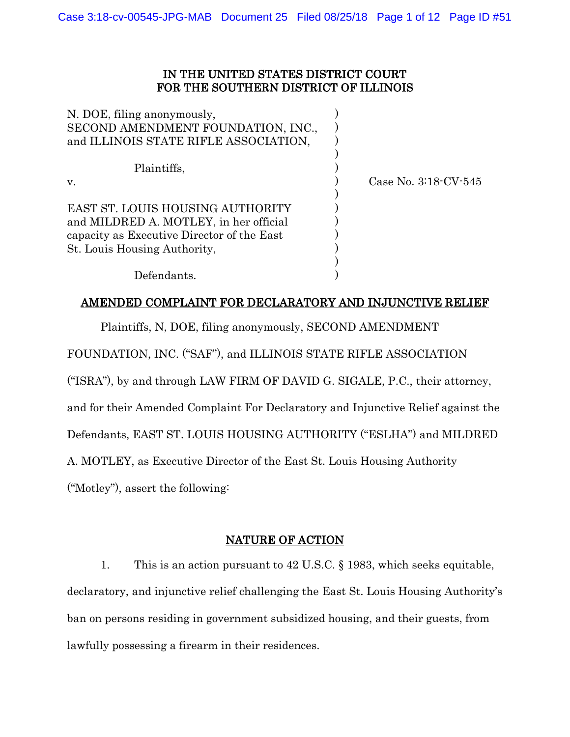# IN THE UNITED STATES DISTRICT COURT
# FOR THE SOUTHERN DISTRICT OF ILLINOIS

| | | |
|---|---|---|
| N. DOE, filing anonymously, SECOND AMENDMENT FOUNDATION, INC., and ILLINOIS STATE RIFLE ASSOCIATION, | ) | |
| Plaintiffs, | ) | |
| v. | ) | Case No. 3:18-CV-545 |
| EAST ST. LOUIS HOUSING AUTHORITY and MILDRED A. MOTLEY, in her official capacity as Executive Director of the East St. Louis Housing Authority, | ) | |
| Defendants. | ) | |

## AMENDED COMPLAINT FOR DECLARATORY AND INJUNCTIVE RELIEF

Plaintiffs, N, DOE, filing anonymously, SECOND AMENDMENT FOUNDATION, INC. ("SAF"), and ILLINOIS STATE RIFLE ASSOCIATION ("ISRA"), by and through LAW FIRM OF DAVID G. SIGALE, P.C., their attorney, and for their Amended Complaint For Declaratory and Injunctive Relief against the Defendants, EAST ST. LOUIS HOUSING AUTHORITY ("ESLHA") and MILDRED A. MOTLEY, as Executive Director of the East St. Louis Housing Authority ("Motley"), assert the following:

## NATURE OF ACTION

1. This is an action pursuant to 42 U.S.C. § 1983, which seeks equitable, declaratory, and injunctive relief challenging the East St. Louis Housing Authority's ban on persons residing in government subsidized housing, and their guests, from lawfully possessing a firearm in their residences.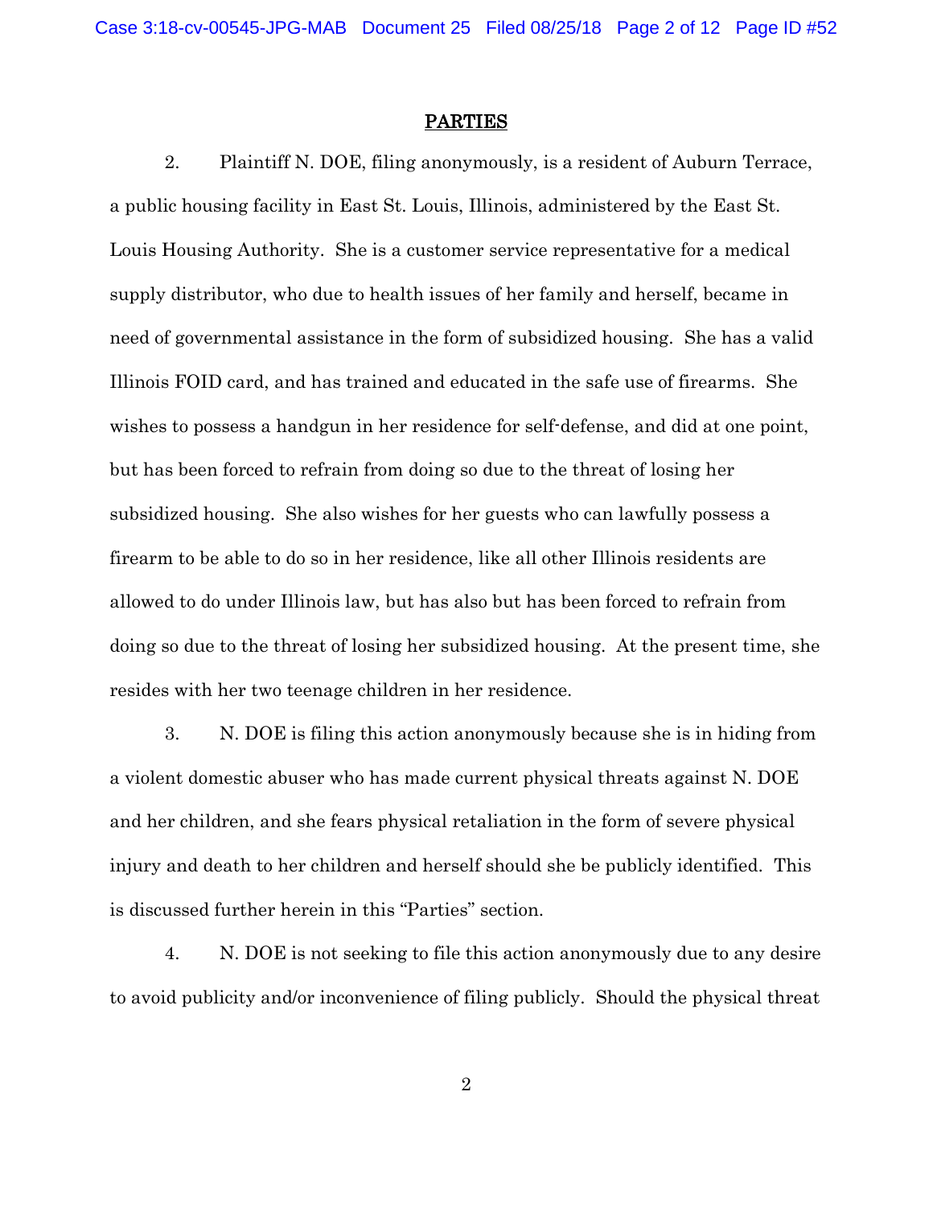## PARTIES

2. Plaintiff N. DOE, filing anonymously, is a resident of Auburn Terrace, a public housing facility in East St. Louis, Illinois, administered by the East St. Louis Housing Authority. She is a customer service representative for a medical supply distributor, who due to health issues of her family and herself, became in need of governmental assistance in the form of subsidized housing. She has a valid Illinois FOID card, and has trained and educated in the safe use of firearms. She wishes to possess a handgun in her residence for self-defense, and did at one point, but has been forced to refrain from doing so due to the threat of losing her subsidized housing. She also wishes for her guests who can lawfully possess a firearm to be able to do so in her residence, like all other Illinois residents are allowed to do under Illinois law, but has also but has been forced to refrain from doing so due to the threat of losing her subsidized housing. At the present time, she resides with her two teenage children in her residence.

3. N. DOE is filing this action anonymously because she is in hiding from a violent domestic abuser who has made current physical threats against N. DOE and her children, and she fears physical retaliation in the form of severe physical injury and death to her children and herself should she be publicly identified. This is discussed further herein in this "Parties" section.

4. N. DOE is not seeking to file this action anonymously due to any desire to avoid publicity and/or inconvenience of filing publicly. Should the physical threat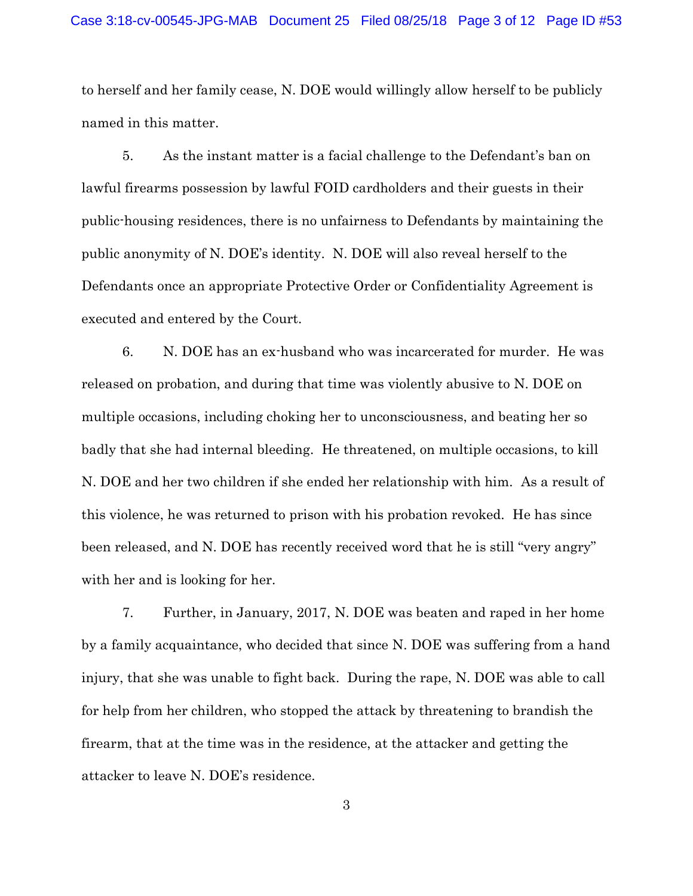to herself and her family cease, N. DOE would willingly allow herself to be publicly named in this matter.

5. As the instant matter is a facial challenge to the Defendant's ban on lawful firearms possession by lawful FOID cardholders and their guests in their public-housing residences, there is no unfairness to Defendants by maintaining the public anonymity of N. DOE's identity. N. DOE will also reveal herself to the Defendants once an appropriate Protective Order or Confidentiality Agreement is executed and entered by the Court.

6. N. DOE has an ex-husband who was incarcerated for murder. He was released on probation, and during that time was violently abusive to N. DOE on multiple occasions, including choking her to unconsciousness, and beating her so badly that she had internal bleeding. He threatened, on multiple occasions, to kill N. DOE and her two children if she ended her relationship with him. As a result of this violence, he was returned to prison with his probation revoked. He has since been released, and N. DOE has recently received word that he is still "very angry" with her and is looking for her.

7. Further, in January, 2017, N. DOE was beaten and raped in her home by a family acquaintance, who decided that since N. DOE was suffering from a hand injury, that she was unable to fight back. During the rape, N. DOE was able to call for help from her children, who stopped the attack by threatening to brandish the firearm, that at the time was in the residence, at the attacker and getting the attacker to leave N. DOE's residence.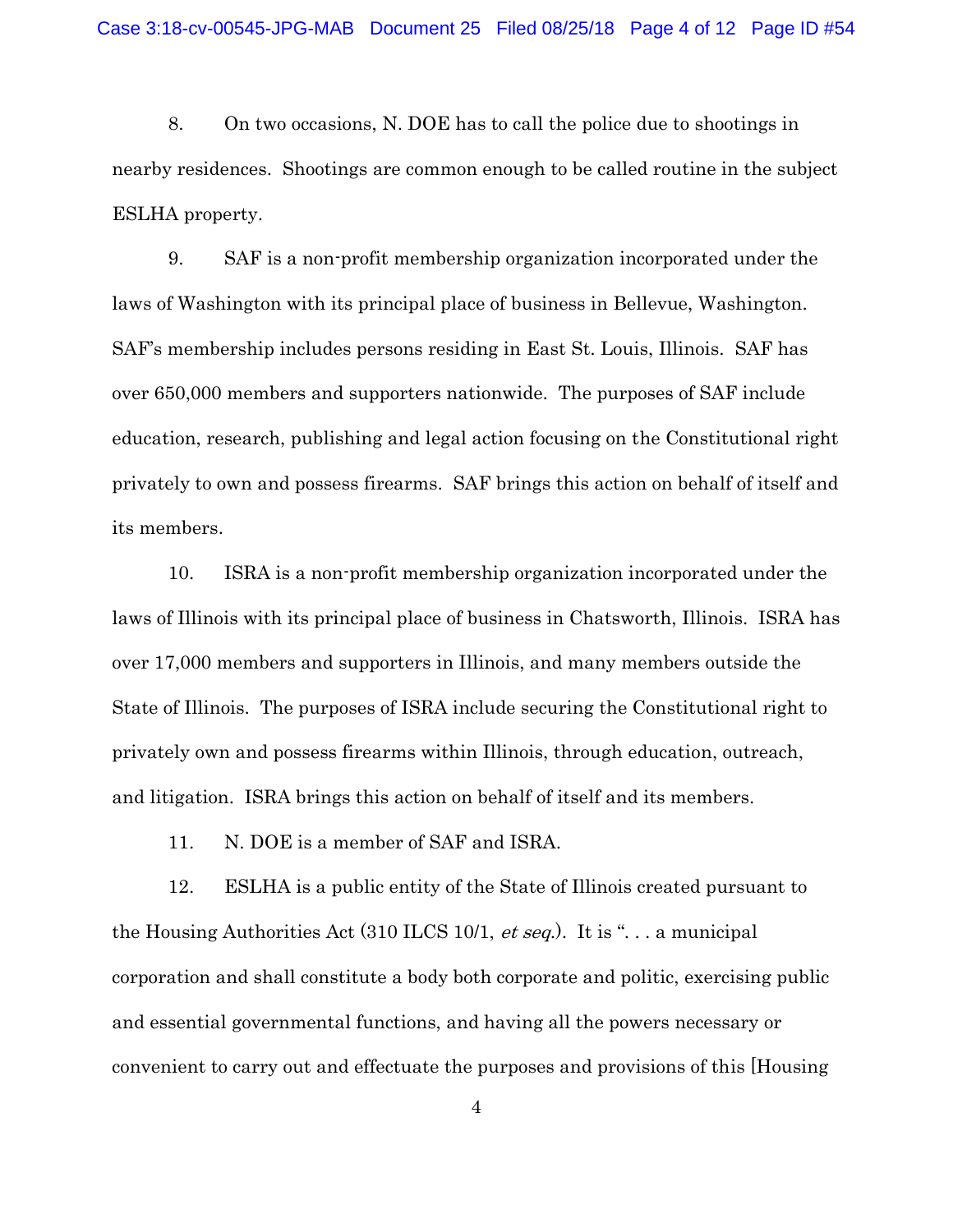8. On two occasions, N. DOE has to call the police due to shootings in nearby residences. Shootings are common enough to be called routine in the subject ESLHA property.

9. SAF is a non-profit membership organization incorporated under the laws of Washington with its principal place of business in Bellevue, Washington. SAF's membership includes persons residing in East St. Louis, Illinois. SAF has over 650,000 members and supporters nationwide. The purposes of SAF include education, research, publishing and legal action focusing on the Constitutional right privately to own and possess firearms. SAF brings this action on behalf of itself and its members.

10. ISRA is a non-profit membership organization incorporated under the laws of Illinois with its principal place of business in Chatsworth, Illinois. ISRA has over 17,000 members and supporters in Illinois, and many members outside the State of Illinois. The purposes of ISRA include securing the Constitutional right to privately own and possess firearms within Illinois, through education, outreach, and litigation. ISRA brings this action on behalf of itself and its members.

11. N. DOE is a member of SAF and ISRA.

12. ESLHA is a public entity of the State of Illinois created pursuant to the Housing Authorities Act (310 ILCS 10/1, *et seq.*). It is ". . . a municipal corporation and shall constitute a body both corporate and politic, exercising public and essential governmental functions, and having all the powers necessary or convenient to carry out and effectuate the purposes and provisions of this [Housing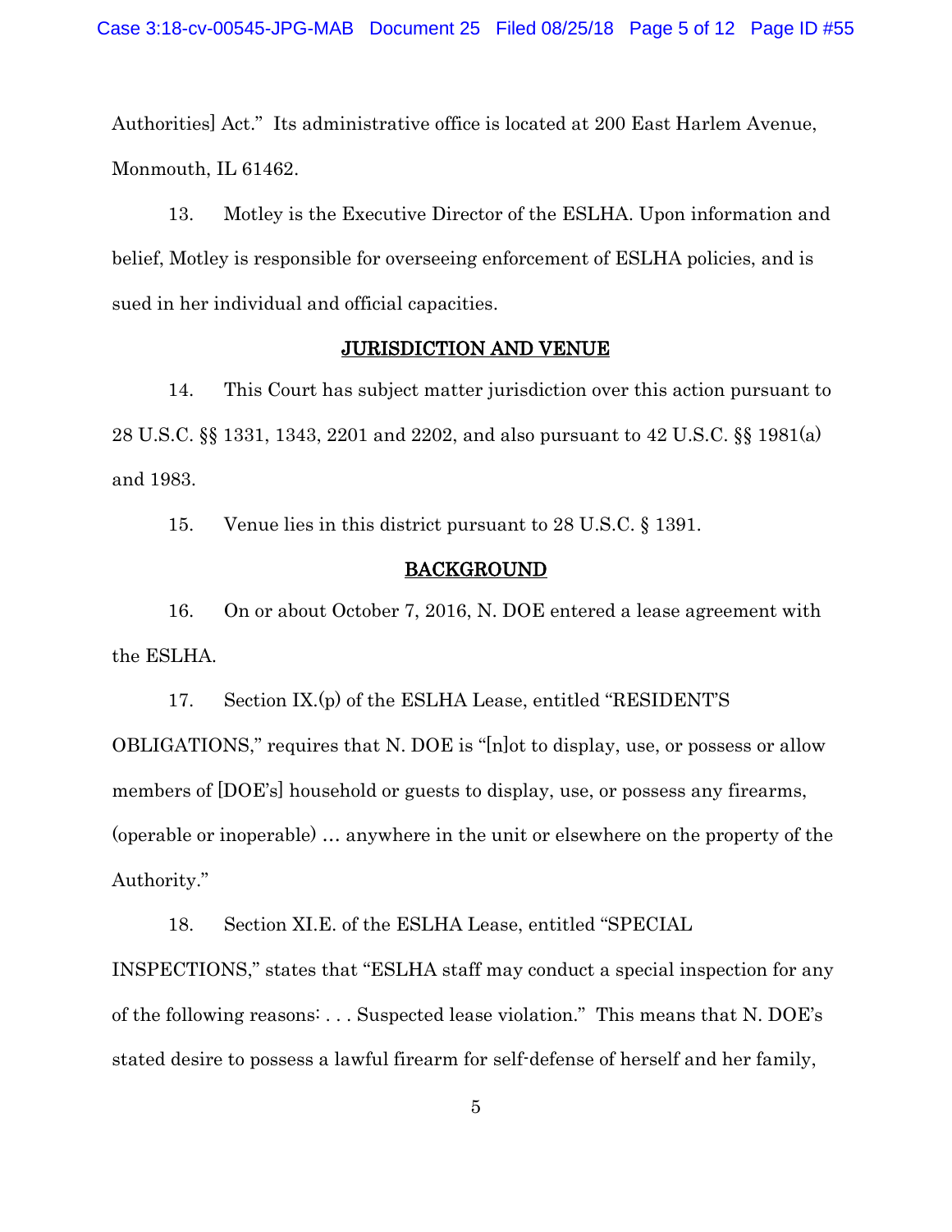Authorities] Act." Its administrative office is located at 200 East Harlem Avenue, Monmouth, IL 61462.

13. Motley is the Executive Director of the ESLHA. Upon information and belief, Motley is responsible for overseeing enforcement of ESLHA policies, and is sued in her individual and official capacities.

## JURISDICTION AND VENUE

14. This Court has subject matter jurisdiction over this action pursuant to 28 U.S.C. §§ 1331, 1343, 2201 and 2202, and also pursuant to 42 U.S.C. §§ 1981(a) and 1983.

15. Venue lies in this district pursuant to 28 U.S.C. § 1391.

## BACKGROUND

16. On or about October 7, 2016, N. DOE entered a lease agreement with the ESLHA.

17. Section IX.(p) of the ESLHA Lease, entitled "RESIDENT'S OBLIGATIONS," requires that N. DOE is "[n]ot to display, use, or possess or allow members of [DOE's] household or guests to display, use, or possess any firearms, (operable or inoperable) … anywhere in the unit or elsewhere on the property of the Authority."

18. Section XI.E. of the ESLHA Lease, entitled "SPECIAL INSPECTIONS," states that "ESLHA staff may conduct a special inspection for any of the following reasons: . . . Suspected lease violation." This means that N. DOE's stated desire to possess a lawful firearm for self-defense of herself and her family,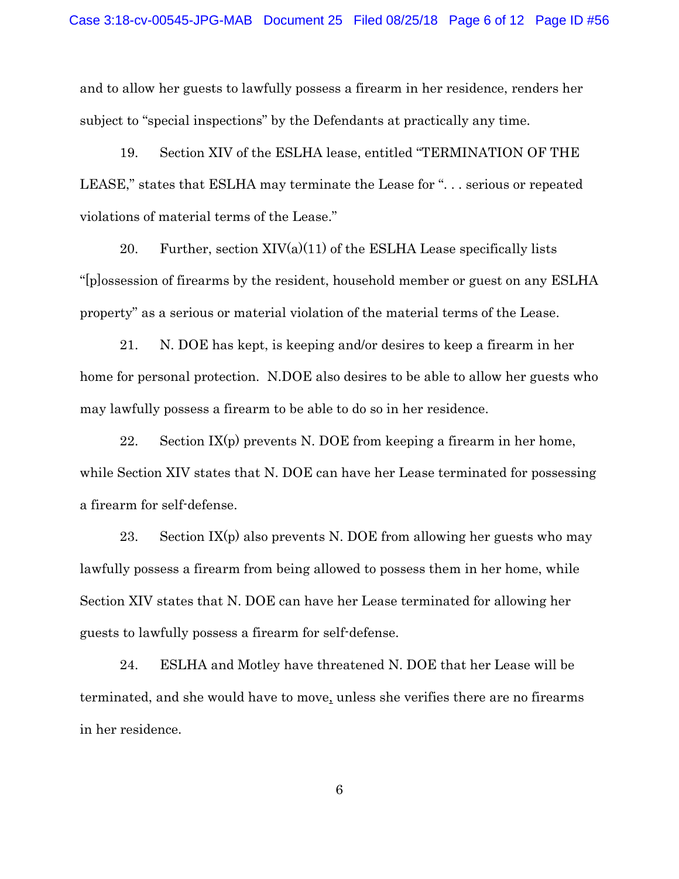and to allow her guests to lawfully possess a firearm in her residence, renders her subject to "special inspections" by the Defendants at practically any time.

19. Section XIV of the ESLHA lease, entitled "TERMINATION OF THE LEASE," states that ESLHA may terminate the Lease for ". . . serious or repeated violations of material terms of the Lease."

20. Further, section XIV(a)(11) of the ESLHA Lease specifically lists "[p]ossession of firearms by the resident, household member or guest on any ESLHA property" as a serious or material violation of the material terms of the Lease.

21. N. DOE has kept, is keeping and/or desires to keep a firearm in her home for personal protection. N.DOE also desires to be able to allow her guests who may lawfully possess a firearm to be able to do so in her residence.

22. Section IX(p) prevents N. DOE from keeping a firearm in her home, while Section XIV states that N. DOE can have her Lease terminated for possessing a firearm for self-defense.

23. Section IX(p) also prevents N. DOE from allowing her guests who may lawfully possess a firearm from being allowed to possess them in her home, while Section XIV states that N. DOE can have her Lease terminated for allowing her guests to lawfully possess a firearm for self-defense.

24. ESLHA and Motley have threatened N. DOE that her Lease will be terminated, and she would have to move, unless she verifies there are no firearms in her residence.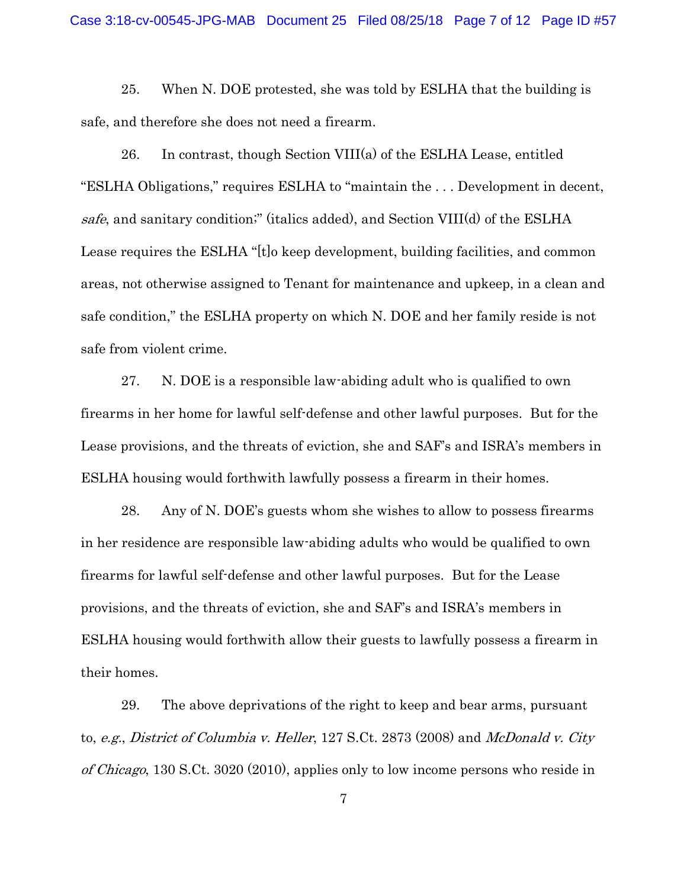25. When N. DOE protested, she was told by ESLHA that the building is safe, and therefore she does not need a firearm.

26. In contrast, though Section VIII(a) of the ESLHA Lease, entitled "ESLHA Obligations," requires ESLHA to "maintain the . . . Development in decent, *safe*, and sanitary condition;" (italics added), and Section VIII(d) of the ESLHA Lease requires the ESLHA "[t]o keep development, building facilities, and common areas, not otherwise assigned to Tenant for maintenance and upkeep, in a clean and safe condition," the ESLHA property on which N. DOE and her family reside is not safe from violent crime.

27. N. DOE is a responsible law-abiding adult who is qualified to own firearms in her home for lawful self-defense and other lawful purposes. But for the Lease provisions, and the threats of eviction, she and SAF's and ISRA's members in ESLHA housing would forthwith lawfully possess a firearm in their homes.

28. Any of N. DOE's guests whom she wishes to allow to possess firearms in her residence are responsible law-abiding adults who would be qualified to own firearms for lawful self-defense and other lawful purposes. But for the Lease provisions, and the threats of eviction, she and SAF's and ISRA's members in ESLHA housing would forthwith allow their guests to lawfully possess a firearm in their homes.

29. The above deprivations of the right to keep and bear arms, pursuant to, *e.g.*, *District of Columbia v. Heller*, 127 S.Ct. 2873 (2008) and *McDonald v. City of Chicago*, 130 S.Ct. 3020 (2010), applies only to low income persons who reside in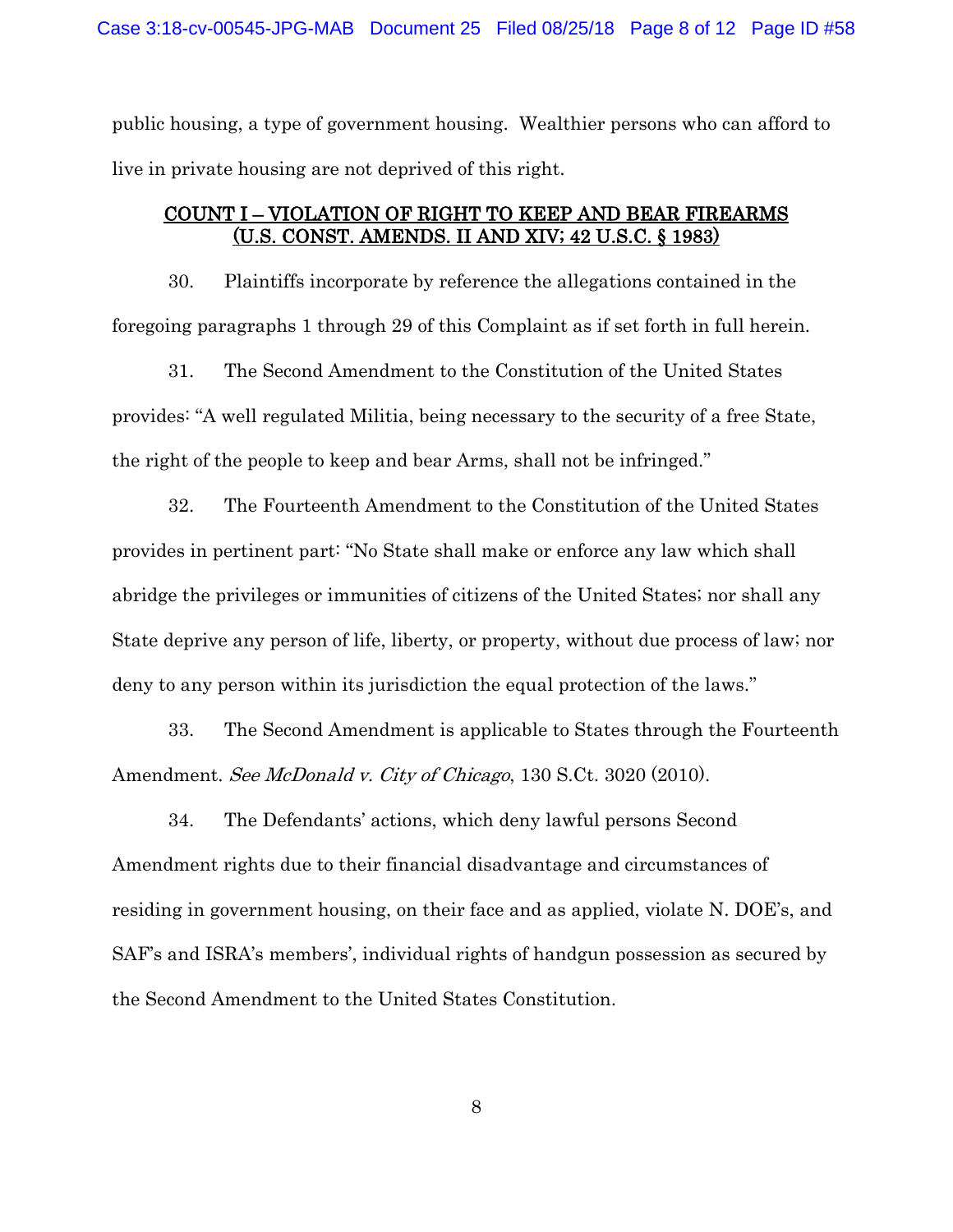public housing, a type of government housing. Wealthier persons who can afford to live in private housing are not deprived of this right.

## COUNT I – VIOLATION OF RIGHT TO KEEP AND BEAR FIREARMS (U.S. CONST. AMENDS. II AND XIV; 42 U.S.C. § 1983)

30. Plaintiffs incorporate by reference the allegations contained in the foregoing paragraphs 1 through 29 of this Complaint as if set forth in full herein.

31. The Second Amendment to the Constitution of the United States provides: "A well regulated Militia, being necessary to the security of a free State, the right of the people to keep and bear Arms, shall not be infringed."

32. The Fourteenth Amendment to the Constitution of the United States provides in pertinent part: "No State shall make or enforce any law which shall abridge the privileges or immunities of citizens of the United States; nor shall any State deprive any person of life, liberty, or property, without due process of law; nor deny to any person within its jurisdiction the equal protection of the laws."

33. The Second Amendment is applicable to States through the Fourteenth Amendment. *See McDonald v. City of Chicago*, 130 S.Ct. 3020 (2010).

34. The Defendants' actions, which deny lawful persons Second Amendment rights due to their financial disadvantage and circumstances of residing in government housing, on their face and as applied, violate N. DOE's, and SAF's and ISRA's members', individual rights of handgun possession as secured by the Second Amendment to the United States Constitution.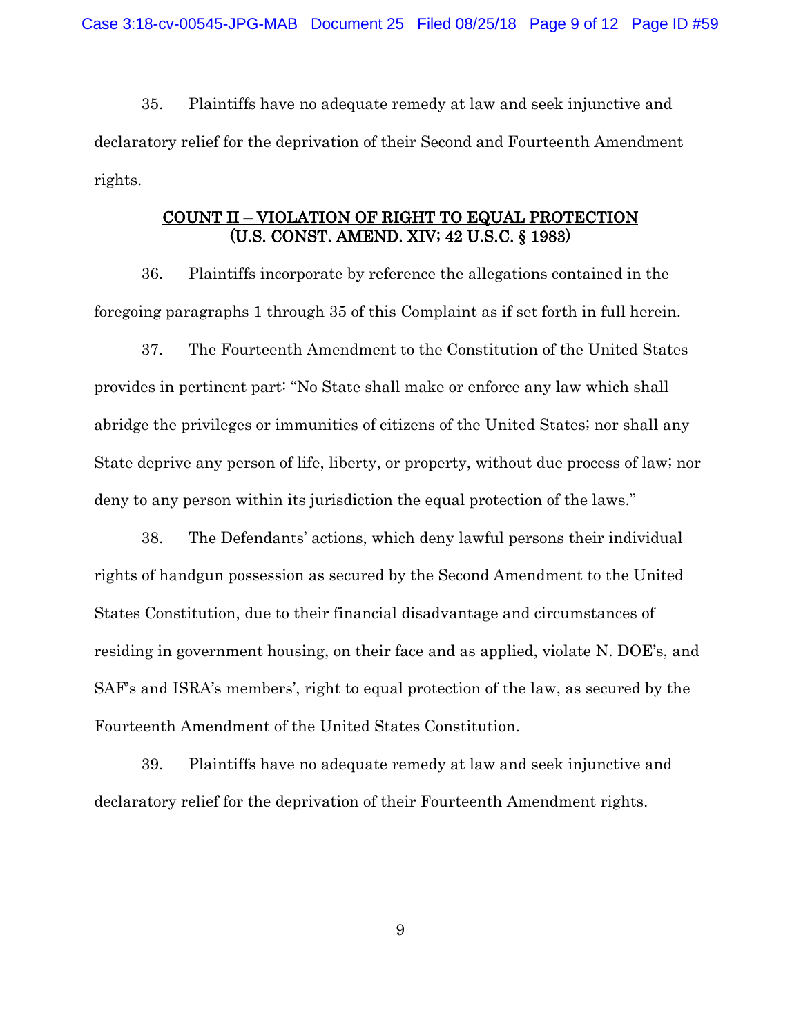35. Plaintiffs have no adequate remedy at law and seek injunctive and declaratory relief for the deprivation of their Second and Fourteenth Amendment rights.

## <u>COUNT II – VIOLATION OF RIGHT TO EQUAL PROTECTION (U.S. CONST. AMEND. XIV; 42 U.S.C. § 1983)</u>

36. Plaintiffs incorporate by reference the allegations contained in the foregoing paragraphs 1 through 35 of this Complaint as if set forth in full herein.

37. The Fourteenth Amendment to the Constitution of the United States provides in pertinent part: "No State shall make or enforce any law which shall abridge the privileges or immunities of citizens of the United States; nor shall any State deprive any person of life, liberty, or property, without due process of law; nor deny to any person within its jurisdiction the equal protection of the laws."

38. The Defendants' actions, which deny lawful persons their individual rights of handgun possession as secured by the Second Amendment to the United States Constitution, due to their financial disadvantage and circumstances of residing in government housing, on their face and as applied, violate N. DOE's, and SAF's and ISRA's members', right to equal protection of the law, as secured by the Fourteenth Amendment of the United States Constitution.

39. Plaintiffs have no adequate remedy at law and seek injunctive and declaratory relief for the deprivation of their Fourteenth Amendment rights.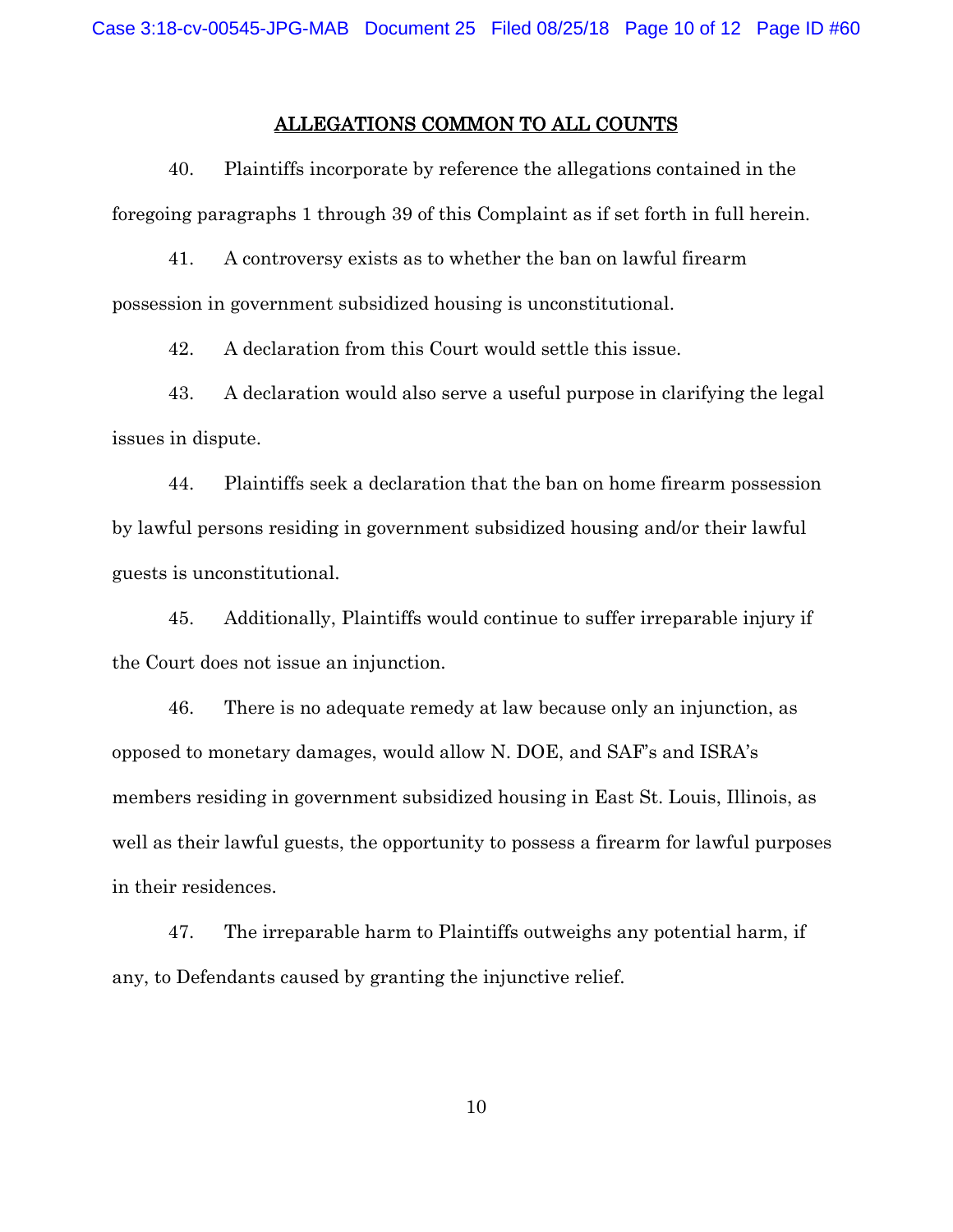## ALLEGATIONS COMMON TO ALL COUNTS

40. Plaintiffs incorporate by reference the allegations contained in the foregoing paragraphs 1 through 39 of this Complaint as if set forth in full herein.

41. A controversy exists as to whether the ban on lawful firearm possession in government subsidized housing is unconstitutional.

42. A declaration from this Court would settle this issue.

43. A declaration would also serve a useful purpose in clarifying the legal issues in dispute.

44. Plaintiffs seek a declaration that the ban on home firearm possession by lawful persons residing in government subsidized housing and/or their lawful guests is unconstitutional.

45. Additionally, Plaintiffs would continue to suffer irreparable injury if the Court does not issue an injunction.

46. There is no adequate remedy at law because only an injunction, as opposed to monetary damages, would allow N. DOE, and SAF's and ISRA's members residing in government subsidized housing in East St. Louis, Illinois, as well as their lawful guests, the opportunity to possess a firearm for lawful purposes in their residences.

47. The irreparable harm to Plaintiffs outweighs any potential harm, if any, to Defendants caused by granting the injunctive relief.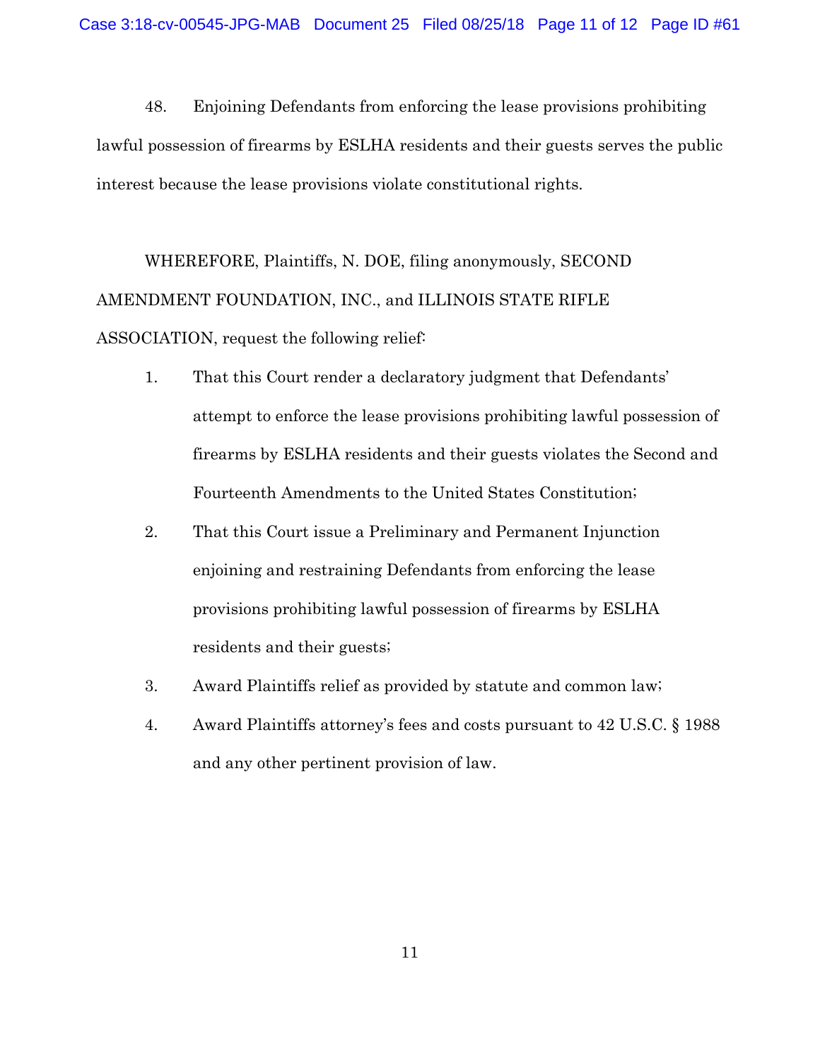48. Enjoining Defendants from enforcing the lease provisions prohibiting lawful possession of firearms by ESLHA residents and their guests serves the public interest because the lease provisions violate constitutional rights.

WHEREFORE, Plaintiffs, N. DOE, filing anonymously, SECOND AMENDMENT FOUNDATION, INC., and ILLINOIS STATE RIFLE ASSOCIATION, request the following relief:

1. That this Court render a declaratory judgment that Defendants' attempt to enforce the lease provisions prohibiting lawful possession of firearms by ESLHA residents and their guests violates the Second and Fourteenth Amendments to the United States Constitution;
2. That this Court issue a Preliminary and Permanent Injunction enjoining and restraining Defendants from enforcing the lease provisions prohibiting lawful possession of firearms by ESLHA residents and their guests;
3. Award Plaintiffs relief as provided by statute and common law;
4. Award Plaintiffs attorney's fees and costs pursuant to 42 U.S.C. § 1988 and any other pertinent provision of law.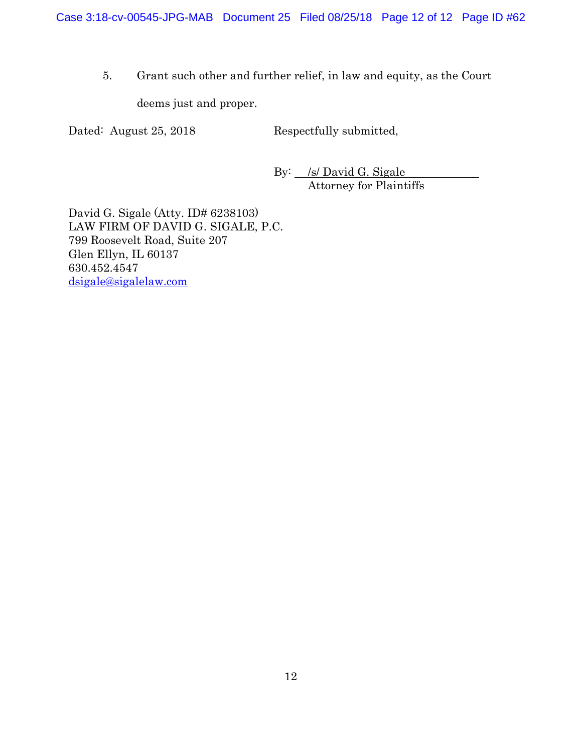5. Grant such other and further relief, in law and equity, as the Court deems just and proper.

Dated: August 25, 2018

Respectfully submitted,

By: /s/ David G. Sigale
Attorney for Plaintiffs

David G. Sigale (Atty. ID# 6238103)
LAW FIRM OF DAVID G. SIGALE, P.C.
799 Roosevelt Road, Suite 207
Glen Ellyn, IL 60137
630.452.4547
dsigale@sigalelaw.com